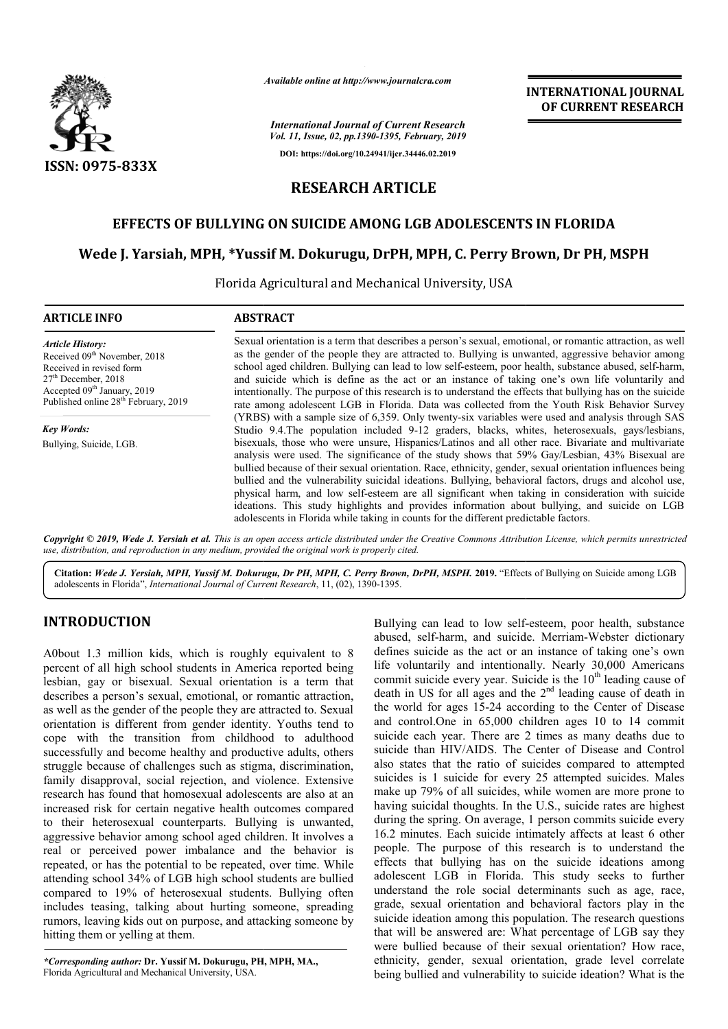*Available online at http://www.journalcra.com*

*International Journal of Current Research*
*Vol. 11, Issue, 02, pp.1390-1395, February, 2019*

**DOI: https://doi.org/10.24941/ijcr.34446.02.2019**

**ISSN: 0975-833X**

**INTERNATIONAL JOURNAL OF CURRENT RESEARCH**

# RESEARCH ARTICLE

# EFFECTS OF BULLYING ON SUICIDE AMONG LGB ADOLESCENTS IN FLORIDA

**Wede J. Yarsiah, MPH, \*Yussif M. Dokurugu, DrPH, MPH, C. Perry Brown, Dr PH, MSPH**

Florida Agricultural and Mechanical University, USA

## ARTICLE INFO

*Article History:*
Received 09th November, 2018
Received in revised form
27th December, 2018
Accepted 09th January, 2019
Published online 28th February, 2019

*Key Words:*
Bullying, Suicide, LGB.

## ABSTRACT

Sexual orientation is a term that describes a person's sexual, emotional, or romantic attraction, as well as the gender of the people they are attracted to. Bullying is unwanted, aggressive behavior among school aged children. Bullying can lead to low self-esteem, poor health, substance abused, self-harm, and suicide which is define as the act or an instance of taking one's own life voluntarily and intentionally. The purpose of this research is to understand the effects that bullying has on the suicide rate among adolescent LGB in Florida. Data was collected from the Youth Risk Behavior Survey (YRBS) with a sample size of 6,359. Only twenty-six variables were used and analysis through SAS Studio 9.4.The population included 9-12 graders, blacks, whites, heterosexuals, gays/lesbians, bisexuals, those who were unsure, Hispanics/Latinos and all other race. Bivariate and multivariate analysis were used. The significance of the study shows that 59% Gay/Lesbian, 43% Bisexual are bullied because of their sexual orientation. Race, ethnicity, gender, sexual orientation influences being bullied and the vulnerability suicidal ideations. Bullying, behavioral factors, drugs and alcohol use, physical harm, and low self-esteem are all significant when taking in consideration with suicide ideations. This study highlights and provides information about bullying, and suicide on LGB adolescents in Florida while taking in counts for the different predictable factors.

*Copyright © 2019, Wede J. Yersiah et al. This is an open access article distributed under the Creative Commons Attribution License, which permits unrestricted use, distribution, and reproduction in any medium, provided the original work is properly cited.*

**Citation:** *Wede J. Yersiah, MPH, Yussif M. Dokurugu, Dr PH, MPH, C. Perry Brown, DrPH, MSPH.* **2019.** "Effects of Bullying on Suicide among LGB adolescents in Florida", *International Journal of Current Research*, 11, (02), 1390-1395.

## INTRODUCTION

A0bout 1.3 million kids, which is roughly equivalent to 8 percent of all high school students in America reported being lesbian, gay or bisexual. Sexual orientation is a term that describes a person's sexual, emotional, or romantic attraction, as well as the gender of the people they are attracted to. Sexual orientation is different from gender identity. Youths tend to cope with the transition from childhood to adulthood successfully and become healthy and productive adults, others struggle because of challenges such as stigma, discrimination, family disapproval, social rejection, and violence. Extensive research has found that homosexual adolescents are also at an increased risk for certain negative health outcomes compared to their heterosexual counterparts. Bullying is unwanted, aggressive behavior among school aged children. It involves a real or perceived power imbalance and the behavior is repeated, or has the potential to be repeated, over time. While attending school 34% of LGB high school students are bullied compared to 19% of heterosexual students. Bullying often includes teasing, talking about hurting someone, spreading rumors, leaving kids out on purpose, and attacking someone by hitting them or yelling at them.

Bullying can lead to low self-esteem, poor health, substance abused, self-harm, and suicide. Merriam-Webster dictionary defines suicide as the act or an instance of taking one's own life voluntarily and intentionally. Nearly 30,000 Americans commit suicide every year. Suicide is the 10th leading cause of death in US for all ages and the 2nd leading cause of death in the world for ages 15-24 according to the Center of Disease and control.One in 65,000 children ages 10 to 14 commit suicide each year. There are 2 times as many deaths due to suicide than HIV/AIDS. The Center of Disease and Control also states that the ratio of suicides compared to attempted suicides is 1 suicide for every 25 attempted suicides. Males make up 79% of all suicides, while women are more prone to having suicidal thoughts. In the U.S., suicide rates are highest during the spring. On average, 1 person commits suicide every 16.2 minutes. Each suicide intimately affects at least 6 other people. The purpose of this research is to understand the effects that bullying has on the suicide ideations among adolescent LGB in Florida. This study seeks to further understand the role social determinants such as age, race, grade, sexual orientation and behavioral factors play in the suicide ideation among this population. The research questions that will be answered are: What percentage of LGB say they were bullied because of their sexual orientation? How race, ethnicity, gender, sexual orientation, grade level correlate being bullied and vulnerability to suicide ideation? What is the

*\*Corresponding author:* **Dr. Yussif M. Dokurugu, PH, MPH, MA.,**
Florida Agricultural and Mechanical University, USA.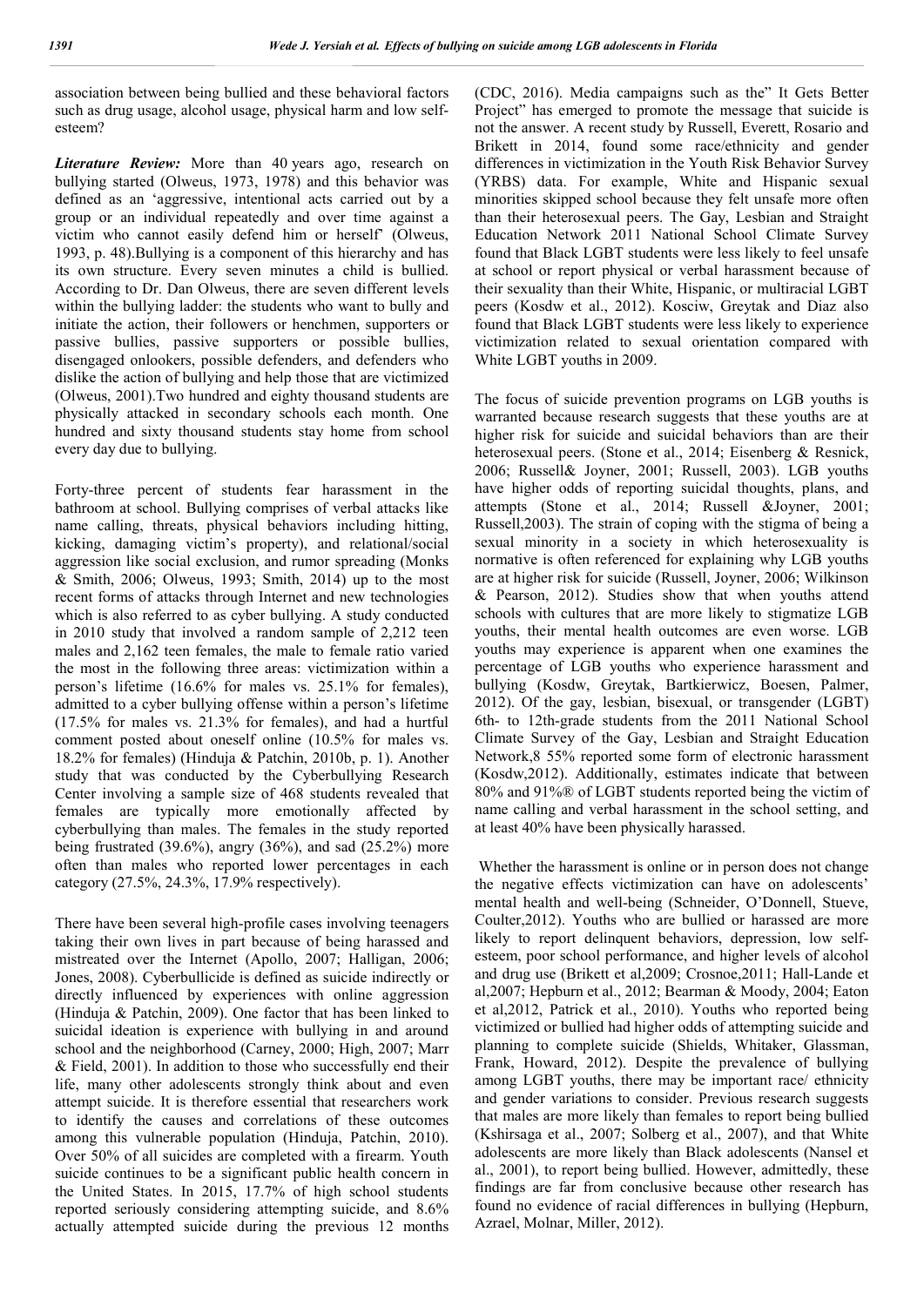association between being bullied and these behavioral factors such as drug usage, alcohol usage, physical harm and low self-esteem?

***Literature Review:*** More than 40 years ago, research on bullying started (Olweus, 1973, 1978) and this behavior was defined as an 'aggressive, intentional acts carried out by a group or an individual repeatedly and over time against a victim who cannot easily defend him or herself' (Olweus, 1993, p. 48).Bullying is a component of this hierarchy and has its own structure. Every seven minutes a child is bullied. According to Dr. Dan Olweus, there are seven different levels within the bullying ladder: the students who want to bully and initiate the action, their followers or henchmen, supporters or passive bullies, passive supporters or possible bullies, disengaged onlookers, possible defenders, and defenders who dislike the action of bullying and help those that are victimized (Olweus, 2001).Two hundred and eighty thousand students are physically attacked in secondary schools each month. One hundred and sixty thousand students stay home from school every day due to bullying.

Forty-three percent of students fear harassment in the bathroom at school. Bullying comprises of verbal attacks like name calling, threats, physical behaviors including hitting, kicking, damaging victim's property), and relational/social aggression like social exclusion, and rumor spreading (Monks & Smith, 2006; Olweus, 1993; Smith, 2014) up to the most recent forms of attacks through Internet and new technologies which is also referred to as cyber bullying. A study conducted in 2010 study that involved a random sample of 2,212 teen males and 2,162 teen females, the male to female ratio varied the most in the following three areas: victimization within a person's lifetime (16.6% for males vs. 25.1% for females), admitted to a cyber bullying offense within a person's lifetime (17.5% for males vs. 21.3% for females), and had a hurtful comment posted about oneself online (10.5% for males vs. 18.2% for females) (Hinduja & Patchin, 2010b, p. 1). Another study that was conducted by the Cyberbullying Research Center involving a sample size of 468 students revealed that females are typically more emotionally affected by cyberbullying than males. The females in the study reported being frustrated (39.6%), angry (36%), and sad (25.2%) more often than males who reported lower percentages in each category (27.5%, 24.3%, 17.9% respectively).

There have been several high-profile cases involving teenagers taking their own lives in part because of being harassed and mistreated over the Internet (Apollo, 2007; Halligan, 2006; Jones, 2008). Cyberbullicide is defined as suicide indirectly or directly influenced by experiences with online aggression (Hinduja & Patchin, 2009). One factor that has been linked to suicidal ideation is experience with bullying in and around school and the neighborhood (Carney, 2000; High, 2007; Marr & Field, 2001). In addition to those who successfully end their life, many other adolescents strongly think about and even attempt suicide. It is therefore essential that researchers work to identify the causes and correlations of these outcomes among this vulnerable population (Hinduja, Patchin, 2010). Over 50% of all suicides are completed with a firearm. Youth suicide continues to be a significant public health concern in the United States. In 2015, 17.7% of high school students reported seriously considering attempting suicide, and 8.6% actually attempted suicide during the previous 12 months (CDC, 2016). Media campaigns such as the" It Gets Better Project" has emerged to promote the message that suicide is not the answer. A recent study by Russell, Everett, Rosario and Brikett in 2014, found some race/ethnicity and gender differences in victimization in the Youth Risk Behavior Survey (YRBS) data. For example, White and Hispanic sexual minorities skipped school because they felt unsafe more often than their heterosexual peers. The Gay, Lesbian and Straight Education Network 2011 National School Climate Survey found that Black LGBT students were less likely to feel unsafe at school or report physical or verbal harassment because of their sexuality than their White, Hispanic, or multiracial LGBT peers (Kosdw et al., 2012). Kosciw, Greytak and Diaz also found that Black LGBT students were less likely to experience victimization related to sexual orientation compared with White LGBT youths in 2009.

The focus of suicide prevention programs on LGB youths is warranted because research suggests that these youths are at higher risk for suicide and suicidal behaviors than are their heterosexual peers. (Stone et al., 2014; Eisenberg & Resnick, 2006; Russell& Joyner, 2001; Russell, 2003). LGB youths have higher odds of reporting suicidal thoughts, plans, and attempts (Stone et al., 2014; Russell &Joyner, 2001; Russell,2003). The strain of coping with the stigma of being a sexual minority in a society in which heterosexuality is normative is often referenced for explaining why LGB youths are at higher risk for suicide (Russell, Joyner, 2006; Wilkinson & Pearson, 2012). Studies show that when youths attend schools with cultures that are more likely to stigmatize LGB youths, their mental health outcomes are even worse. LGB youths may experience is apparent when one examines the percentage of LGB youths who experience harassment and bullying (Kosdw, Greytak, Bartkierwicz, Boesen, Palmer, 2012). Of the gay, lesbian, bisexual, or transgender (LGBT) 6th- to 12th-grade students from the 2011 National School Climate Survey of the Gay, Lesbian and Straight Education Network,8 55% reported some form of electronic harassment (Kosdw,2012). Additionally, estimates indicate that between 80% and 91%® of LGBT students reported being the victim of name calling and verbal harassment in the school setting, and at least 40% have been physically harassed.

Whether the harassment is online or in person does not change the negative effects victimization can have on adolescents' mental health and well-being (Schneider, O'Donnell, Stueve, Coulter,2012). Youths who are bullied or harassed are more likely to report delinquent behaviors, depression, low self-esteem, poor school performance, and higher levels of alcohol and drug use (Brikett et al,2009; Crosnoe,2011; Hall-Lande et al,2007; Hepburn et al., 2012; Bearman & Moody, 2004; Eaton et al,2012, Patrick et al., 2010). Youths who reported being victimized or bullied had higher odds of attempting suicide and planning to complete suicide (Shields, Whitaker, Glassman, Frank, Howard, 2012). Despite the prevalence of bullying among LGBT youths, there may be important race/ ethnicity and gender variations to consider. Previous research suggests that males are more likely than females to report being bullied (Kshirsaga et al., 2007; Solberg et al., 2007), and that White adolescents are more likely than Black adolescents (Nansel et al., 2001), to report being bullied. However, admittedly, these findings are far from conclusive because other research has found no evidence of racial differences in bullying (Hepburn, Azrael, Molnar, Miller, 2012).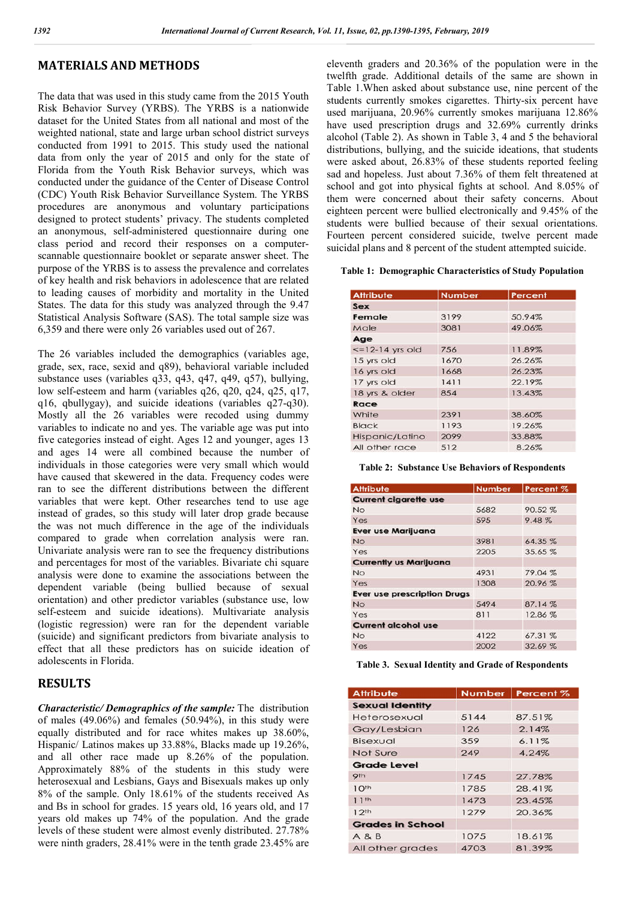## MATERIALS AND METHODS

The data that was used in this study came from the 2015 Youth Risk Behavior Survey (YRBS). The YRBS is a nationwide dataset for the United States from all national and most of the weighted national, state and large urban school district surveys conducted from 1991 to 2015. This study used the national data from only the year of 2015 and only for the state of Florida from the Youth Risk Behavior surveys, which was conducted under the guidance of the Center of Disease Control (CDC) Youth Risk Behavior Surveillance System. The YRBS procedures are anonymous and voluntary participations designed to protect students' privacy. The students completed an anonymous, self-administered questionnaire during one class period and record their responses on a computer-scannable questionnaire booklet or separate answer sheet. The purpose of the YRBS is to assess the prevalence and correlates of key health and risk behaviors in adolescence that are related to leading causes of morbidity and mortality in the United States. The data for this study was analyzed through the 9.47 Statistical Analysis Software (SAS). The total sample size was 6,359 and there were only 26 variables used out of 267.

The 26 variables included the demographics (variables age, grade, sex, race, sexid and q89), behavioral variable included substance uses (variables q33, q43, q47, q49, q57), bullying, low self-esteem and harm (variables q26, q20, q24, q25, q17, q16, qbullygay), and suicide ideations (variables q27-q30). Mostly all the 26 variables were recoded using dummy variables to indicate no and yes. The variable age was put into five categories instead of eight. Ages 12 and younger, ages 13 and ages 14 were all combined because the number of individuals in those categories were very small which would have caused that skewered in the data. Frequency codes were ran to see the different distributions between the different variables that were kept. Other researches tend to use age instead of grades, so this study will later drop grade because the was not much difference in the age of the individuals compared to grade when correlation analysis were ran. Univariate analysis were ran to see the frequency distributions and percentages for most of the variables. Bivariate chi square analysis were done to examine the associations between the dependent variable (being bullied because of sexual orientation) and other predictor variables (substance use, low self-esteem and suicide ideations). Multivariate analysis (logistic regression) were ran for the dependent variable (suicide) and significant predictors from bivariate analysis to effect that all these predictors has on suicide ideation of adolescents in Florida.

## RESULTS

***Characteristic/ Demographics of the sample:*** The distribution of males (49.06%) and females (50.94%), in this study were equally distributed and for race whites makes up 38.60%, Hispanic/ Latinos makes up 33.88%, Blacks made up 19.26%, and all other race made up 8.26% of the population. Approximately 88% of the students in this study were heterosexual and Lesbians, Gays and Bisexuals makes up only 8% of the sample. Only 18.61% of the students received As and Bs in school for grades. 15 years old, 16 years old, and 17 years old makes up 74% of the population. And the grade levels of these student were almost evenly distributed. 27.78% were ninth graders, 28.41% were in the tenth grade 23.45% are eleventh graders and 20.36% of the population were in the twelfth grade. Additional details of the same are shown in Table 1.When asked about substance use, nine percent of the students currently smokes cigarettes. Thirty-six percent have used marijuana, 20.96% currently smokes marijuana 12.86% have used prescription drugs and 32.69% currently drinks alcohol (Table 2). As shown in Table 3, 4 and 5 the behavioral distributions, bullying, and the suicide ideations, that students were asked about, 26.83% of these students reported feeling sad and hopeless. Just about 7.36% of them felt threatened at school and got into physical fights at school. And 8.05% of them were concerned about their safety concerns. About eighteen percent were bullied electronically and 9.45% of the students were bullied because of their sexual orientations. Fourteen percent considered suicide, twelve percent made suicidal plans and 8 percent of the student attempted suicide.

**Table 1: Demographic Characteristics of Study Population**

| Attribute | Number | Percent |
|---|---|---|
| **Sex** | | |
| Female | 3199 | 50.94% |
| Male | 3081 | 49.06% |
| **Age** | | |
| <=12-14 yrs old | 756 | 11.89% |
| 15 yrs old | 1670 | 26.26% |
| 16 yrs old | 1668 | 26.23% |
| 17 yrs old | 1411 | 22.19% |
| 18 yrs & older | 854 | 13.43% |
| **Race** | | |
| White | 2391 | 38.60% |
| Black | 1193 | 19.26% |
| Hispanic/Latino | 2099 | 33.88% |
| All other race | 512 | 8.26% |

**Table 2: Substance Use Behaviors of Respondents**

| Attribute | Number | Percent % |
|---|---|---|
| **Current cigarette use** | | |
| No | 5682 | 90.52 % |
| Yes | 595 | 9.48 % |
| **Ever use Marijuana** | | |
| No | 3981 | 64.35 % |
| Yes | 2205 | 35.65 % |
| **Currently us Marijuana** | | |
| No | 4931 | 79.04 % |
| Yes | 1308 | 20.96 % |
| **Ever use prescription Drugs** | | |
| No | 5494 | 87.14 % |
| Yes | 811 | 12.86 % |
| **Current alcohol use** | | |
| No | 4122 | 67.31 % |
| Yes | 2002 | 32.69 % |

**Table 3. Sexual Identity and Grade of Respondents**

| Attribute | Number | Percent % |
|---|---|---|
| **Sexual Identity** | | |
| Heterosexual | 5144 | 87.51% |
| Gay/Lesbian | 126 | 2.14% |
| Bisexual | 359 | 6.11% |
| Not Sure | 249 | 4.24% |
| **Grade Level** | | |
| 9th | 1745 | 27.78% |
| 10th | 1785 | 28.41% |
| 11th | 1473 | 23.45% |
| 12th | 1279 | 20.36% |
| **Grades in School** | | |
| A & B | 1075 | 18.61% |
| All other grades | 4703 | 81.39% |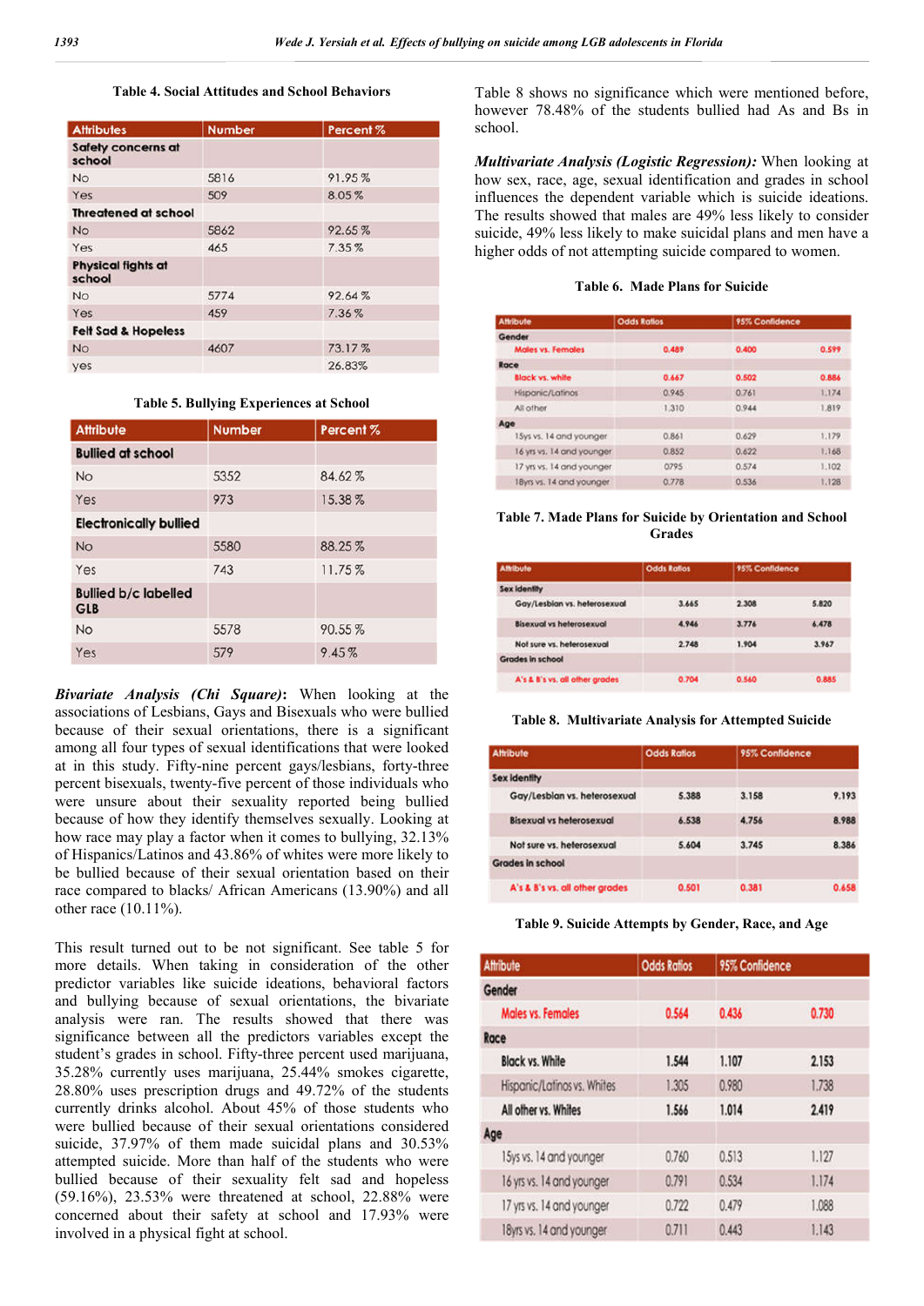**Table 4. Social Attitudes and School Behaviors**

| Attributes | Number | Percent % |
|---|---|---|
| Safety concerns at school | | |
| No | 5816 | 91.95 % |
| Yes | 509 | 8.05 % |
| Threatened at school | | |
| No | 5862 | 92.65 % |
| Yes | 465 | 7.35 % |
| Physical fights at school | | |
| No | 5774 | 92.64 % |
| Yes | 459 | 7.36 % |
| Felt Sad & Hopeless | | |
| No | 4607 | 73.17 % |
| yes | | 26.83% |

**Table 5. Bullying Experiences at School**

| Attribute | Number | Percent % |
|---|---|---|
| Bullied at school | | |
| No | 5352 | 84.62 % |
| Yes | 973 | 15.38 % |
| Electronically bullied | | |
| No | 5580 | 88.25 % |
| Yes | 743 | 11.75 % |
| Bullied b/c labelled GLB | | |
| No | 5578 | 90.55 % |
| Yes | 579 | 9.45 % |

***Bivariate Analysis (Chi Square)*:** When looking at the associations of Lesbians, Gays and Bisexuals who were bullied because of their sexual orientations, there is a significant among all four types of sexual identifications that were looked at in this study. Fifty-nine percent gays/lesbians, forty-three percent bisexuals, twenty-five percent of those individuals who were unsure about their sexuality reported being bullied because of how they identify themselves sexually. Looking at how race may play a factor when it comes to bullying, 32.13% of Hispanics/Latinos and 43.86% of whites were more likely to be bullied because of their sexual orientation based on their race compared to blacks/ African Americans (13.90%) and all other race (10.11%).

This result turned out to be not significant. See table 5 for more details. When taking in consideration of the other predictor variables like suicide ideations, behavioral factors and bullying because of sexual orientations, the bivariate analysis were ran. The results showed that there was significance between all the predictors variables except the student's grades in school. Fifty-three percent used marijuana, 35.28% currently uses marijuana, 25.44% smokes cigarette, 28.80% uses prescription drugs and 49.72% of the students currently drinks alcohol. About 45% of those students who were bullied because of their sexual orientations considered suicide, 37.97% of them made suicidal plans and 30.53% attempted suicide. More than half of the students who were bullied because of their sexuality felt sad and hopeless (59.16%), 23.53% were threatened at school, 22.88% were concerned about their safety at school and 17.93% were involved in a physical fight at school.

Table 8 shows no significance which were mentioned before, however 78.48% of the students bullied had As and Bs in school.

***Multivariate Analysis (Logistic Regression):*** When looking at how sex, race, age, sexual identification and grades in school influences the dependent variable which is suicide ideations. The results showed that males are 49% less likely to consider suicide, 49% less likely to make suicidal plans and men have a higher odds of not attempting suicide compared to women.

**Table 6. Made Plans for Suicide**

| Attribute | Odds Ratios | 95% Confidence | |
|---|---|---|---|
| Gender | | | |
| Males vs. Females | 0.489 | 0.400 | 0.599 |
| Race | | | |
| Black vs. white | 0.667 | 0.502 | 0.886 |
| Hispanic/Latinos | 0.945 | 0.761 | 1.174 |
| All other | 1.310 | 0.944 | 1.819 |
| Age | | | |
| 15ys vs. 14 and younger | 0.861 | 0.629 | 1.179 |
| 16 yrs vs. 14 and younger | 0.852 | 0.622 | 1.168 |
| 17 yrs vs. 14 and younger | 0795 | 0.574 | 1.102 |
| 18yrs vs. 14 and younger | 0.778 | 0.536 | 1.128 |

**Table 7. Made Plans for Suicide by Orientation and School Grades**

| Attribute | Odds Ratios | 95% Confidence | |
|---|---|---|---|
| Sex Identity | | | |
| Gay/Lesbian vs. heterosexual | 3.665 | 2.308 | 5.820 |
| Bisexual vs heterosexual | 4.946 | 3.776 | 6.478 |
| Not sure vs. heterosexual | 2.748 | 1.904 | 3.967 |
| Grades in school | | | |
| A's & B's vs. all other grades | 0.704 | 0.560 | 0.885 |

**Table 8. Multivariate Analysis for Attempted Suicide**

| Attribute | Odds Ratios | 95% Confidence | |
|---|---|---|---|
| Sex Identity | | | |
| Gay/Lesbian vs. heterosexual | 5.388 | 3.158 | 9.193 |
| Bisexual vs heterosexual | 6.538 | 4.756 | 8.988 |
| Not sure vs. heterosexual | 5.604 | 3.745 | 8.386 |
| Grades in school | | | |
| A's & B's vs. all other grades | 0.501 | 0.381 | 0.658 |

**Table 9. Suicide Attempts by Gender, Race, and Age**

| Attribute | Odds Ratios | 95% Confidence | |
|---|---|---|---|
| Gender | | | |
| Males vs. Females | 0.564 | 0.436 | 0.730 |
| Race | | | |
| Black vs. White | 1.544 | 1.107 | 2.153 |
| Hispanic/Latinos vs. Whites | 1.305 | 0.980 | 1.738 |
| All other vs. Whites | 1.566 | 1.014 | 2.419 |
| Age | | | |
| 15ys vs. 14 and younger | 0.760 | 0.513 | 1.127 |
| 16 yrs vs. 14 and younger | 0.791 | 0.534 | 1.174 |
| 17 yrs vs. 14 and younger | 0.722 | 0.479 | 1.088 |
| 18yrs vs. 14 and younger | 0.711 | 0.443 | 1.143 |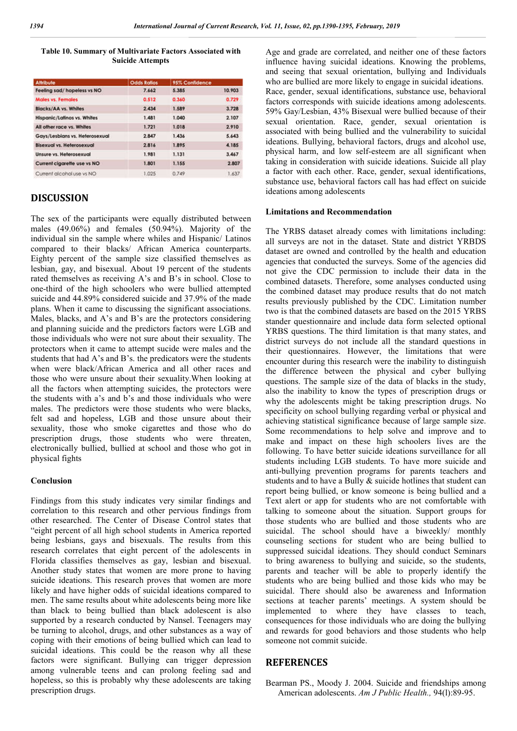**Table 10. Summary of Multivariate Factors Associated with Suicide Attempts**

| Attribute | Odds Ratios | 95% Confidence | |
|---|---|---|---|
| Feeling sad/ hopeless vs NO | 7.662 | 5.385 | 10.903 |
| Males vs. Females | 0.512 | 0.360 | 0.729 |
| Blacks/AA vs. Whites | 2.434 | 1.589 | 3.728 |
| Hispanic/Latinos vs. Whites | 1.481 | 1.040 | 2.107 |
| All other race vs. Whites | 1.721 | 1.018 | 2.910 |
| Gays/Lesbians vs. Heterosexual | 2.847 | 1.436 | 5.643 |
| Bisexual vs. Heterosexual | 2.816 | 1.895 | 4.185 |
| Unsure vs. Heterosexual | 1.981 | 1.131 | 3.467 |
| Current cigarette use vs NO | 1.801 | 1.155 | 2.807 |
| Current alcohol use vs NO | 1.025 | 0.749 | 1.637 |

## DISCUSSION

The sex of the participants were equally distributed between males (49.06%) and females (50.94%). Majority of the individual sin the sample where whiles and Hispanic/ Latinos compared to their blacks/ African America counterparts. Eighty percent of the sample size classified themselves as lesbian, gay, and bisexual. About 19 percent of the students rated themselves as receiving A's and B's in school. Close to one-third of the high schoolers who were bullied attempted suicide and 44.89% considered suicide and 37.9% of the made plans. When it came to discussing the significant associations. Males, blacks, and A's and B's are the protectors considering and planning suicide and the predictors factors were LGB and those individuals who were not sure about their sexuality. The protectors when it came to attempt sucide were males and the students that had A's and B's. the predicators were the students when were black/African America and all other races and those who were unsure about their sexuality.When looking at all the factors when attempting suicides, the protectors were the students with a's and b's and those individuals who were males. The predictors were those students who were blacks, felt sad and hopeless, LGB and those unsure about their sexuality, those who smoke cigarettes and those who do prescription drugs, those students who were threaten, electronically bullied, bullied at school and those who got in physical fights

### Conclusion

Findings from this study indicates very similar findings and correlation to this research and other pervious findings from other researched. The Center of Disease Control states that "eight percent of all high school students in America reported being lesbians, gays and bisexuals. The results from this research correlates that eight percent of the adolescents in Florida classifies themselves as gay, lesbian and bisexual. Another study states that women are more prone to having suicide ideations. This research proves that women are more likely and have higher odds of suicidal ideations compared to men. The same results about white adolescents being more like than black to being bullied than black adolescent is also supported by a research conducted by Nansel. Teenagers may be turning to alcohol, drugs, and other substances as a way of coping with their emotions of being bullied which can lead to suicidal ideations. This could be the reason why all these factors were significant. Bullying can trigger depression among vulnerable teens and can prolong feeling sad and hopeless, so this is probably why these adolescents are taking prescription drugs. Age and grade are correlated, and neither one of these factors influence having suicidal ideations. Knowing the problems, and seeing that sexual orientation, bullying and Individuals who are bullied are more likely to engage in suicidal ideations. Race, gender, sexual identifications, substance use, behavioral factors corresponds with suicide ideations among adolescents. 59% Gay/Lesbian, 43% Bisexual were bullied because of their sexual orientation. Race, gender, sexual orientation is associated with being bullied and the vulnerability to suicidal ideations. Bullying, behavioral factors, drugs and alcohol use, physical harm, and low self-esteem are all significant when taking in consideration with suicide ideations. Suicide all play a factor with each other. Race, gender, sexual identifications, substance use, behavioral factors call has had effect on suicide ideations among adolescents

### Limitations and Recommendation

The YRBS dataset already comes with limitations including: all surveys are not in the dataset. State and district YRBDS dataset are owned and controlled by the health and education agencies that conducted the surveys. Some of the agencies did not give the CDC permission to include their data in the combined datasets. Therefore, some analyses conducted using the combined dataset may produce results that do not match results previously published by the CDC. Limitation number two is that the combined datasets are based on the 2015 YRBS stander questionnaire and include data form selected optional YRBS questions. The third limitation is that many states, and district surveys do not include all the standard questions in their questionnaires. However, the limitations that were encounter during this research were the inability to distinguish the difference between the physical and cyber bullying questions. The sample size of the data of blacks in the study, also the inability to know the types of prescription drugs or why the adolescents might be taking prescription drugs. No specificity on school bullying regarding verbal or physical and achieving statistical significance because of large sample size. Some recommendations to help solve and improve and to make and impact on these high schoolers lives are the following. To have better suicide ideations surveillance for all students including LGB students. To have more suicide and anti-bullying prevention programs for parents teachers and students and to have a Bully & suicide hotlines that student can report being bullied, or know someone is being bullied and a Text alert or app for students who are not comfortable with talking to someone about the situation. Support groups for those students who are bullied and those students who are suicidal. The school should have a biweekly/ monthly counseling sections for student who are being bullied to suppressed suicidal ideations. They should conduct Seminars to bring awareness to bullying and suicide, so the students, parents and teacher will be able to properly identify the students who are being bullied and those kids who may be suicidal. There should also be awareness and Information sections at teacher parents' meetings. A system should be implemented to where they have classes to teach, consequences for those individuals who are doing the bullying and rewards for good behaviors and those students who help someone not commit suicide.

## REFERENCES

Bearman PS., Moody J. 2004. Suicide and friendships among American adolescents. *Am J Public Health.,* 94(l):89-95.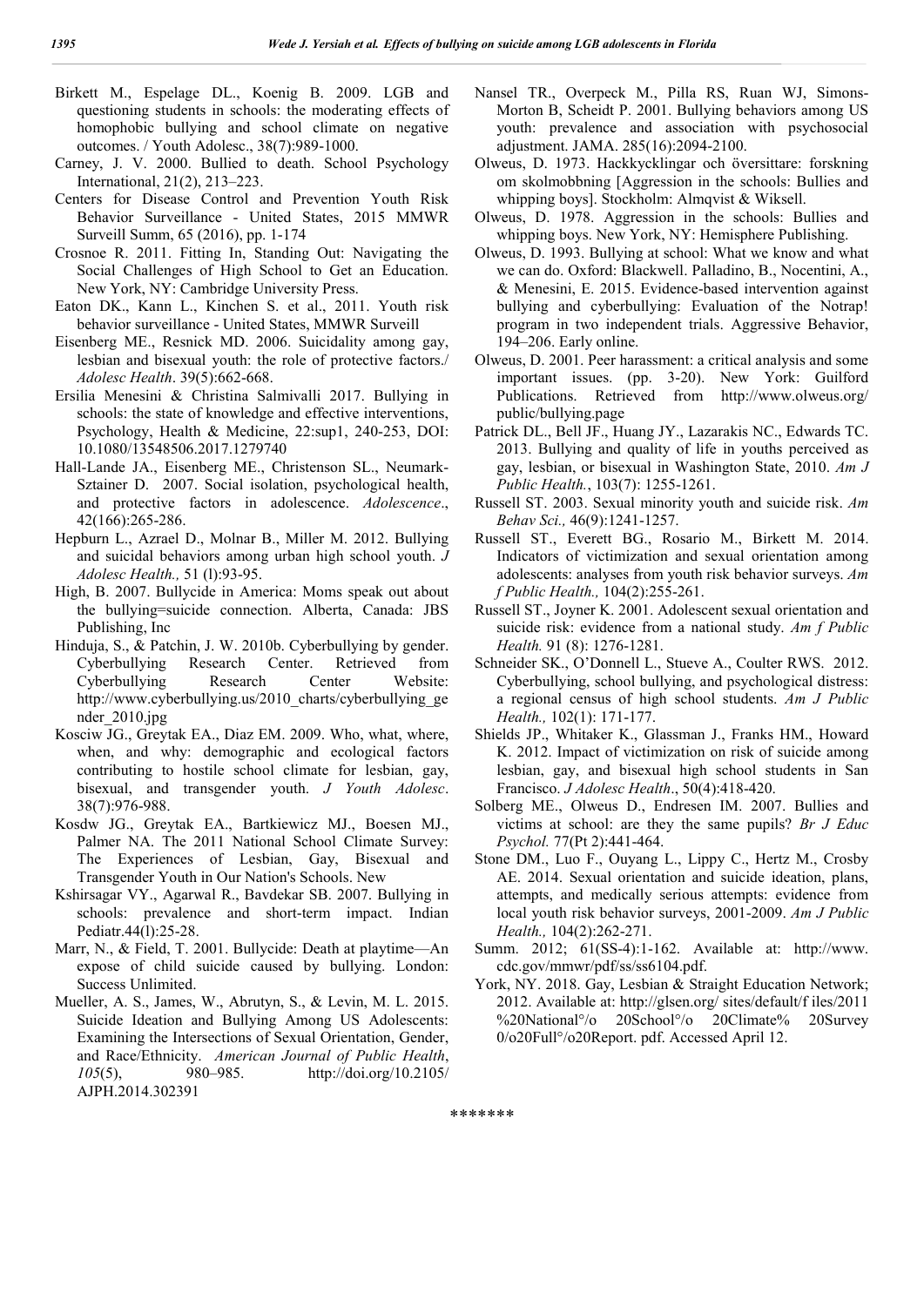Birkett M., Espelage DL., Koenig B. 2009. LGB and questioning students in schools: the moderating effects of homophobic bullying and school climate on negative outcomes. / Youth Adolesc., 38(7):989-1000.

Carney, J. V. 2000. Bullied to death. School Psychology International, 21(2), 213–223.

Centers for Disease Control and Prevention Youth Risk Behavior Surveillance - United States, 2015 MMWR Surveill Summ, 65 (2016), pp. 1-174

Crosnoe R. 2011. Fitting In, Standing Out: Navigating the Social Challenges of High School to Get an Education. New York, NY: Cambridge University Press.

Eaton DK., Kann L., Kinchen S. et al., 2011. Youth risk behavior surveillance - United States, MMWR Surveill

Eisenberg ME., Resnick MD. 2006. Suicidality among gay, lesbian and bisexual youth: the role of protective factors./ *Adolesc Health*. 39(5):662-668.

Ersilia Menesini & Christina Salmivalli 2017. Bullying in schools: the state of knowledge and effective interventions, Psychology, Health & Medicine, 22:sup1, 240-253, DOI: 10.1080/13548506.2017.1279740

Hall-Lande JA., Eisenberg ME., Christenson SL., Neumark-Sztainer D. 2007. Social isolation, psychological health, and protective factors in adolescence. *Adolescence*., 42(166):265-286.

Hepburn L., Azrael D., Molnar B., Miller M. 2012. Bullying and suicidal behaviors among urban high school youth. *J Adolesc Health.,* 51 (l):93-95.

High, B. 2007. Bullycide in America: Moms speak out about the bullying=suicide connection. Alberta, Canada: JBS Publishing, Inc

Hinduja, S., & Patchin, J. W. 2010b. Cyberbullying by gender. Cyberbullying Research Center. Retrieved from Cyberbullying Research Center Website: http://www.cyberbullying.us/2010_charts/cyberbullying_gender_2010.jpg

Kosciw JG., Greytak EA., Diaz EM. 2009. Who, what, where, when, and why: demographic and ecological factors contributing to hostile school climate for lesbian, gay, bisexual, and transgender youth. *J Youth Adolesc*. 38(7):976-988.

Kosdw JG., Greytak EA., Bartkiewicz MJ., Boesen MJ., Palmer NA. The 2011 National School Climate Survey: The Experiences of Lesbian, Gay, Bisexual and Transgender Youth in Our Nation's Schools. New

Kshirsagar VY., Agarwal R., Bavdekar SB. 2007. Bullying in schools: prevalence and short-term impact. Indian Pediatr.44(l):25-28.

Marr, N., & Field, T. 2001. Bullycide: Death at playtime—An expose of child suicide caused by bullying. London: Success Unlimited.

Mueller, A. S., James, W., Abrutyn, S., & Levin, M. L. 2015. Suicide Ideation and Bullying Among US Adolescents: Examining the Intersections of Sexual Orientation, Gender, and Race/Ethnicity. *American Journal of Public Health*, *105*(5), 980–985. http://doi.org/10.2105/AJPH.2014.302391

Nansel TR., Overpeck M., Pilla RS, Ruan WJ, Simons-Morton B, Scheidt P. 2001. Bullying behaviors among US youth: prevalence and association with psychosocial adjustment. JAMA. 285(16):2094-2100.

Olweus, D. 1973. Hackkycklingar och översittare: forskning om skolmobbning [Aggression in the schools: Bullies and whipping boys]. Stockholm: Almqvist & Wiksell.

Olweus, D. 1978. Aggression in the schools: Bullies and whipping boys. New York, NY: Hemisphere Publishing.

Olweus, D. 1993. Bullying at school: What we know and what we can do. Oxford: Blackwell. Palladino, B., Nocentini, A., & Menesini, E. 2015. Evidence-based intervention against bullying and cyberbullying: Evaluation of the Notrap! program in two independent trials. Aggressive Behavior, 194–206. Early online.

Olweus, D. 2001. Peer harassment: a critical analysis and some important issues. (pp. 3-20). New York: Guilford Publications. Retrieved from http://www.olweus.org/public/bullying.page

Patrick DL., Bell JF., Huang JY., Lazarakis NC., Edwards TC. 2013. Bullying and quality of life in youths perceived as gay, lesbian, or bisexual in Washington State, 2010. *Am J Public Health.*, 103(7): 1255-1261.

Russell ST. 2003. Sexual minority youth and suicide risk. *Am Behav Sci.,* 46(9):1241-1257.

Russell ST., Everett BG., Rosario M., Birkett M. 2014. Indicators of victimization and sexual orientation among adolescents: analyses from youth risk behavior surveys. *Am f Public Health.,* 104(2):255-261.

Russell ST., Joyner K. 2001. Adolescent sexual orientation and suicide risk: evidence from a national study. *Am f Public Health.* 91 (8): 1276-1281.

Schneider SK., O'Donnell L., Stueve A., Coulter RWS. 2012. Cyberbullying, school bullying, and psychological distress: a regional census of high school students. *Am J Public Health.,* 102(1): 171-177.

Shields JP., Whitaker K., Glassman J., Franks HM., Howard K. 2012. Impact of victimization on risk of suicide among lesbian, gay, and bisexual high school students in San Francisco. *J Adolesc Health*., 50(4):418-420.

Solberg ME., Olweus D., Endresen IM. 2007. Bullies and victims at school: are they the same pupils? *Br J Educ Psychol.* 77(Pt 2):441-464.

Stone DM., Luo F., Ouyang L., Lippy C., Hertz M., Crosby AE. 2014. Sexual orientation and suicide ideation, plans, attempts, and medically serious attempts: evidence from local youth risk behavior surveys, 2001-2009. *Am J Public Health.,* 104(2):262-271.

Summ. 2012; 61(SS-4):1-162. Available at: http://www.cdc.gov/mmwr/pdf/ss/ss6104.pdf.

York, NY. 2018. Gay, Lesbian & Straight Education Network; 2012. Available at: http://glsen.org/ sites/default/f iles/2011 %20National°/o 20School°/o 20Climate% 20Survey 0/o20Full°/o20Report. pdf. Accessed April 12.

\*\*\*\*\*\*\*